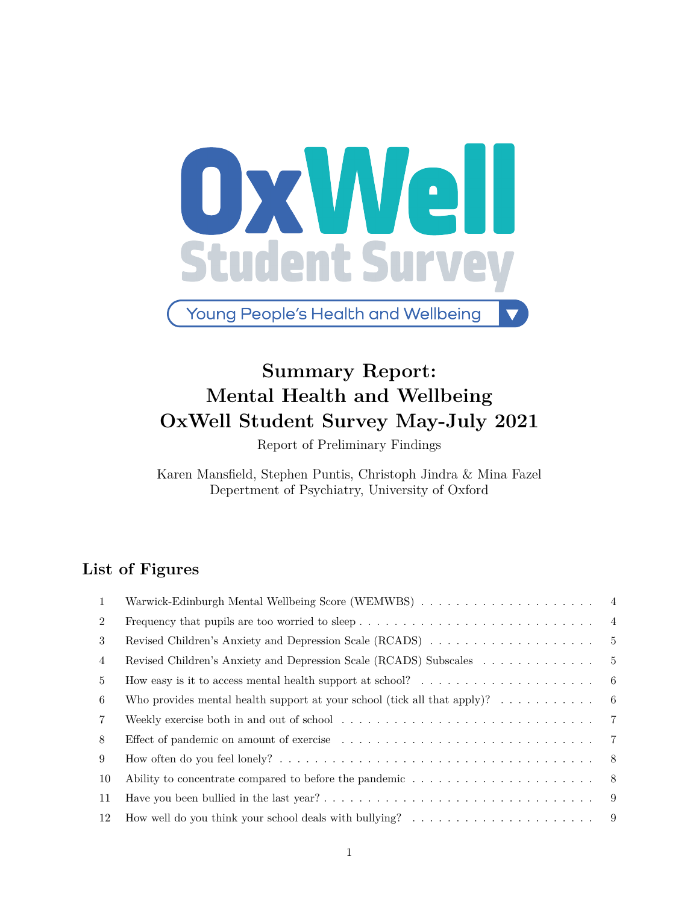OxWell Student Survey

Young People's Health and Wellbeing

# Summary Report: Mental Health and Wellbeing OxWell Student Survey May-July 2021

Report of Preliminary Findings

Karen Mansfield, Stephen Puntis, Christoph Jindra & Mina Fazel
Depertment of Psychiatry, University of Oxford

## List of Figures

1. Warwick-Edinburgh Mental Wellbeing Score (WEMWBS) . . . . . 4
2. Frequency that pupils are too worried to sleep . . . . . 4
3. Revised Children's Anxiety and Depression Scale (RCADS) . . . . . 5
4. Revised Children's Anxiety and Depression Scale (RCADS) Subscales . . . . . 5
5. How easy is it to access mental health support at school? . . . . . 6
6. Who provides mental health support at your school (tick all that apply)? . . . . . 6
7. Weekly exercise both in and out of school . . . . . 7
8. Effect of pandemic on amount of exercise . . . . . 7
9. How often do you feel lonely? . . . . . 8
10. Ability to concentrate compared to before the pandemic . . . . . 8
11. Have you been bullied in the last year? . . . . . 9
12. How well do you think your school deals with bullying? . . . . . 9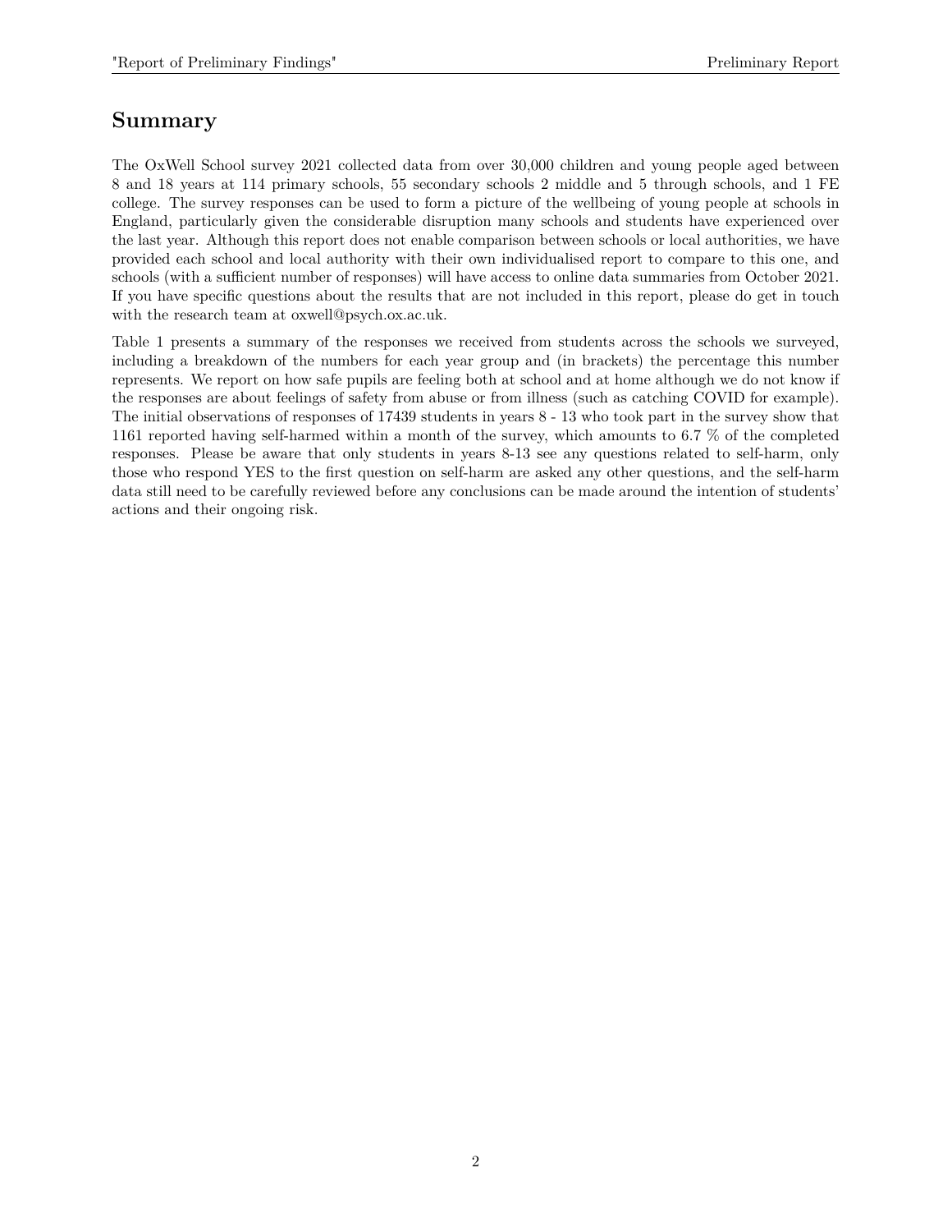## Summary

The OxWell School survey 2021 collected data from over 30,000 children and young people aged between 8 and 18 years at 114 primary schools, 55 secondary schools 2 middle and 5 through schools, and 1 FE college. The survey responses can be used to form a picture of the wellbeing of young people at schools in England, particularly given the considerable disruption many schools and students have experienced over the last year. Although this report does not enable comparison between schools or local authorities, we have provided each school and local authority with their own individualised report to compare to this one, and schools (with a sufficient number of responses) will have access to online data summaries from October 2021. If you have specific questions about the results that are not included in this report, please do get in touch with the research team at oxwell@psych.ox.ac.uk.

Table 1 presents a summary of the responses we received from students across the schools we surveyed, including a breakdown of the numbers for each year group and (in brackets) the percentage this number represents. We report on how safe pupils are feeling both at school and at home although we do not know if the responses are about feelings of safety from abuse or from illness (such as catching COVID for example). The initial observations of responses of 17439 students in years 8 - 13 who took part in the survey show that 1161 reported having self-harmed within a month of the survey, which amounts to 6.7 % of the completed responses. Please be aware that only students in years 8-13 see any questions related to self-harm, only those who respond YES to the first question on self-harm are asked any other questions, and the self-harm data still need to be carefully reviewed before any conclusions can be made around the intention of students' actions and their ongoing risk.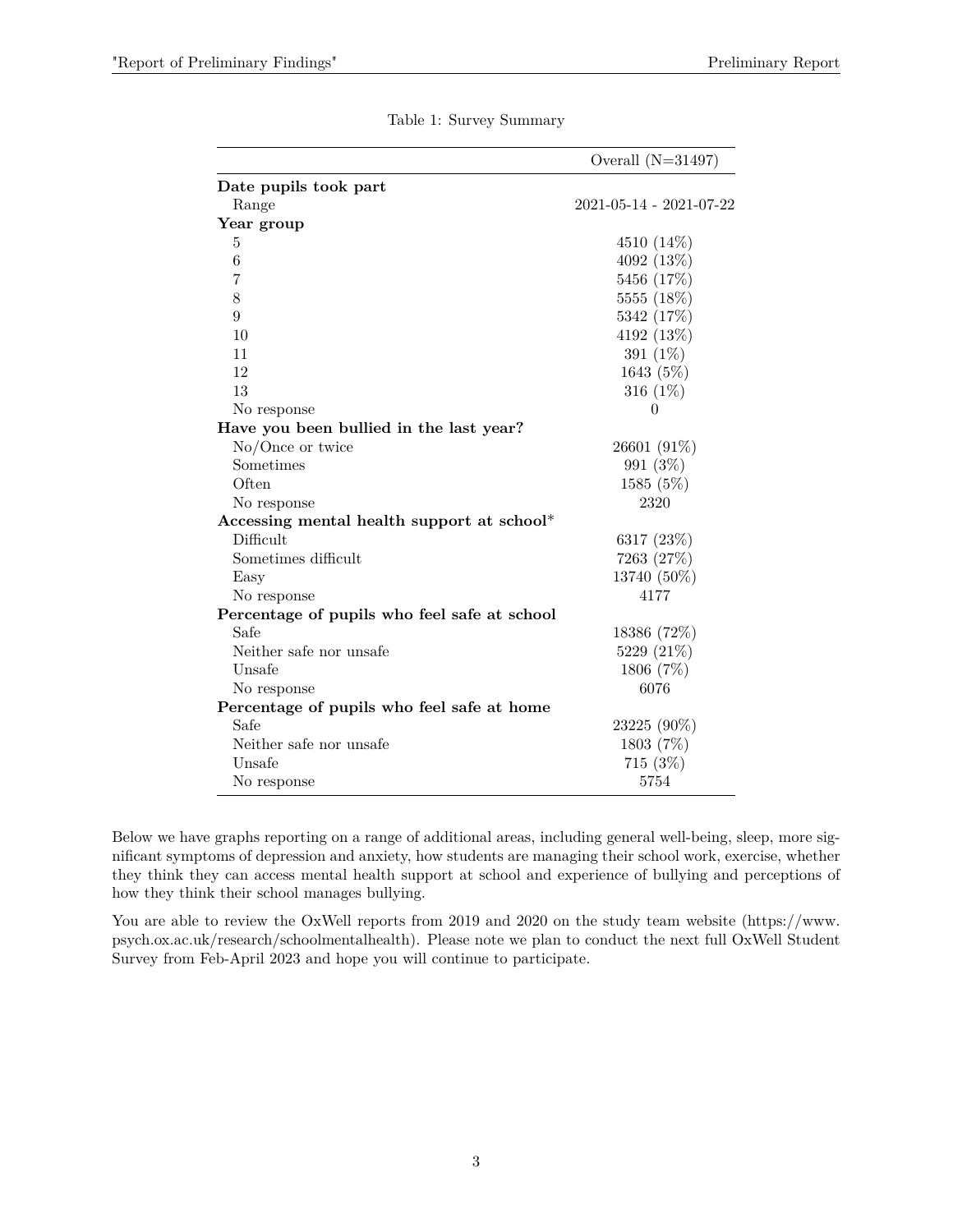Table 1: Survey Summary

| | Overall (N=31497) |
|---|---|
| **Date pupils took part** | |
| Range | 2021-05-14 - 2021-07-22 |
| **Year group** | |
| 5 | 4510 (14%) |
| 6 | 4092 (13%) |
| 7 | 5456 (17%) |
| 8 | 5555 (18%) |
| 9 | 5342 (17%) |
| 10 | 4192 (13%) |
| 11 | 391 (1%) |
| 12 | 1643 (5%) |
| 13 | 316 (1%) |
| No response | 0 |
| **Have you been bullied in the last year?** | |
| No/Once or twice | 26601 (91%) |
| Sometimes | 991 (3%) |
| Often | 1585 (5%) |
| No response | 2320 |
| **Accessing mental health support at school*** | |
| Difficult | 6317 (23%) |
| Sometimes difficult | 7263 (27%) |
| Easy | 13740 (50%) |
| No response | 4177 |
| **Percentage of pupils who feel safe at school** | |
| Safe | 18386 (72%) |
| Neither safe nor unsafe | 5229 (21%) |
| Unsafe | 1806 (7%) |
| No response | 6076 |
| **Percentage of pupils who feel safe at home** | |
| Safe | 23225 (90%) |
| Neither safe nor unsafe | 1803 (7%) |
| Unsafe | 715 (3%) |
| No response | 5754 |

Below we have graphs reporting on a range of additional areas, including general well-being, sleep, more significant symptoms of depression and anxiety, how students are managing their school work, exercise, whether they think they can access mental health support at school and experience of bullying and perceptions of how they think their school manages bullying.

You are able to review the OxWell reports from 2019 and 2020 on the study team website (https://www.psych.ox.ac.uk/research/schoolmentalhealth). Please note we plan to conduct the next full OxWell Student Survey from Feb-April 2023 and hope you will continue to participate.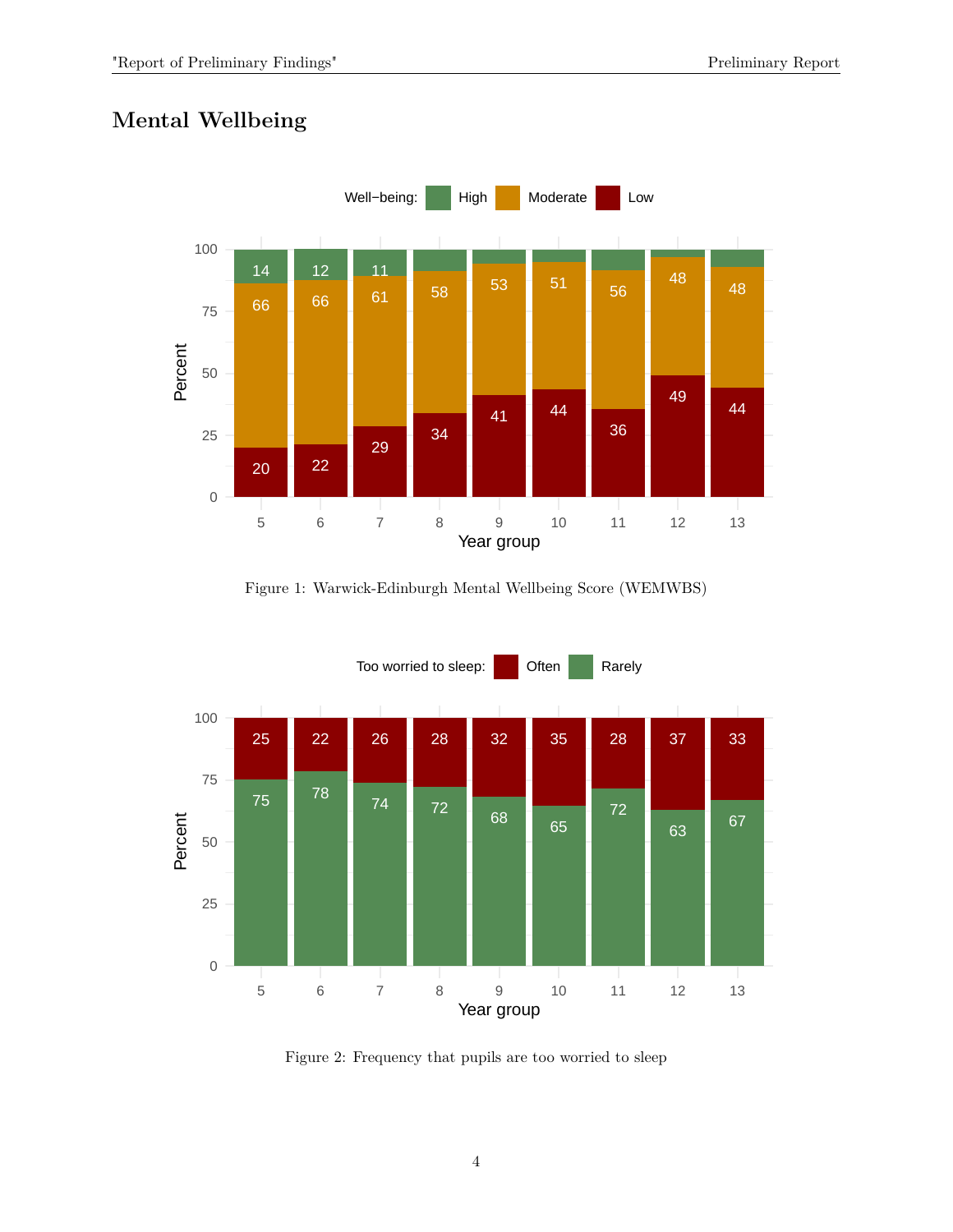## Mental Wellbeing

Figure 1: Warwick-Edinburgh Mental Wellbeing Score (WEMWBS)

Figure 2: Frequency that pupils are too worried to sleep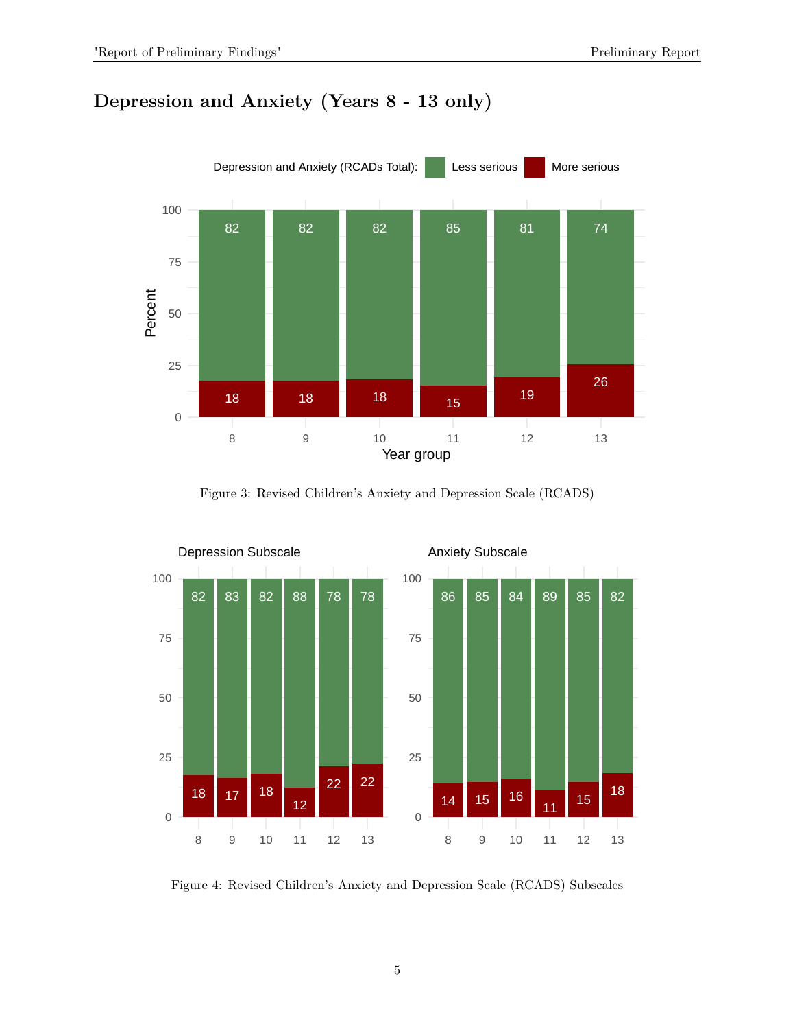## Depression and Anxiety (Years 8 - 13 only)

Figure 3: Revised Children's Anxiety and Depression Scale (RCADS)

Figure 4: Revised Children's Anxiety and Depression Scale (RCADS) Subscales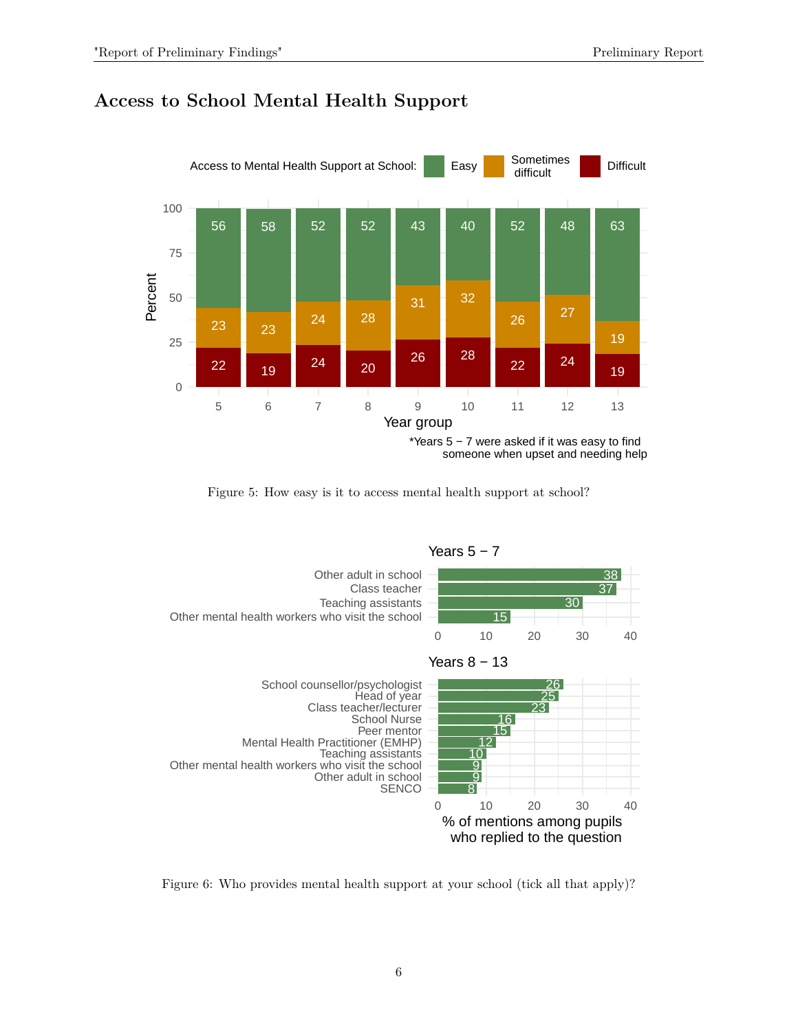## Access to School Mental Health Support

Figure 5: How easy is it to access mental health support at school?

Figure 6: Who provides mental health support at your school (tick all that apply)?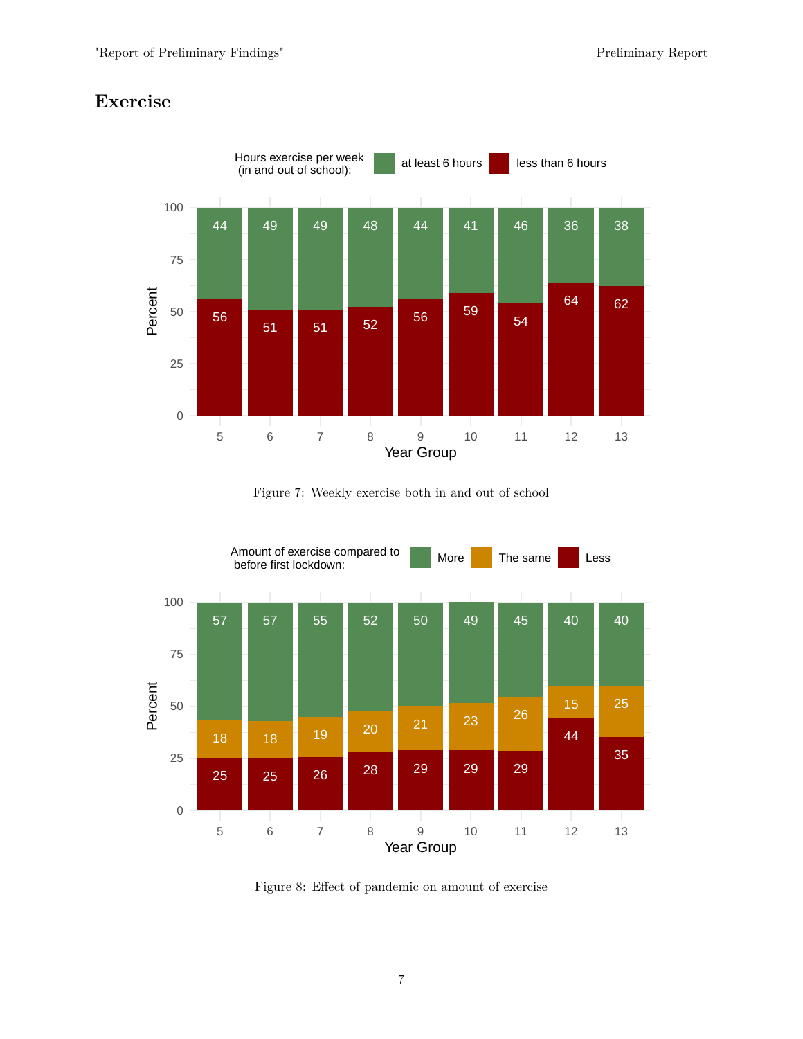## Exercise

Hours exercise per week (in and out of school):

| Year Group | at least 6 hours | less than 6 hours |
|---|---|---|
| 5 | 44 | 56 |
| 6 | 49 | 51 |
| 7 | 49 | 51 |
| 8 | 48 | 52 |
| 9 | 44 | 56 |
| 10 | 41 | 59 |
| 11 | 46 | 54 |
| 12 | 36 | 64 |
| 13 | 38 | 62 |

Figure 7: Weekly exercise both in and out of school

Amount of exercise compared to before first lockdown:

| Year Group | More | The same | Less |
|---|---|---|---|
| 5 | 57 | 18 | 25 |
| 6 | 57 | 18 | 25 |
| 7 | 55 | 19 | 26 |
| 8 | 52 | 20 | 28 |
| 9 | 50 | 21 | 29 |
| 10 | 49 | 23 | 29 |
| 11 | 45 | 26 | 29 |
| 12 | 40 | 15 | 44 |
| 13 | 40 | 25 | 35 |

Figure 8: Effect of pandemic on amount of exercise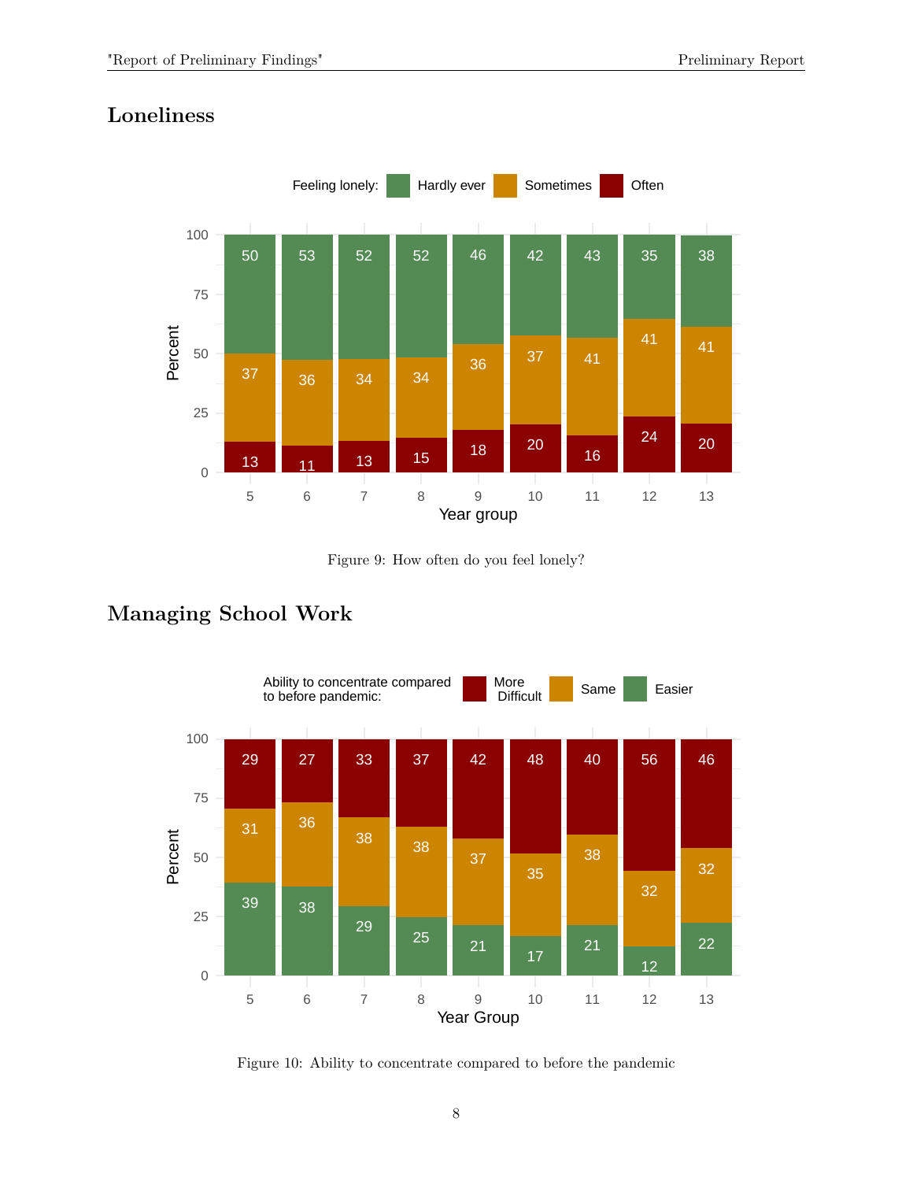## Loneliness

Figure 9: How often do you feel lonely?

## Managing School Work

Figure 10: Ability to concentrate compared to before the pandemic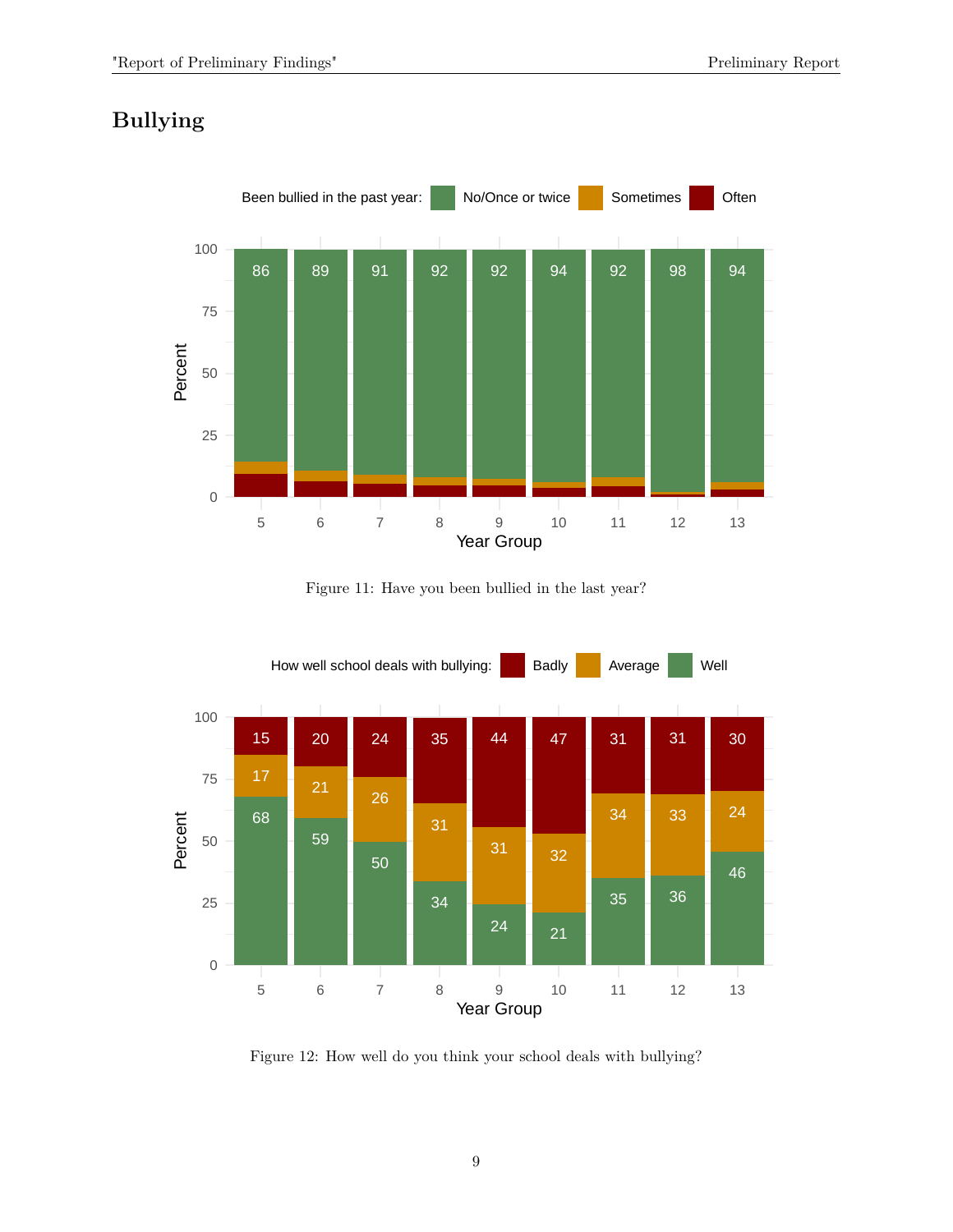## Bullying

Figure 11: Have you been bullied in the last year?

Figure 12: How well do you think your school deals with bullying?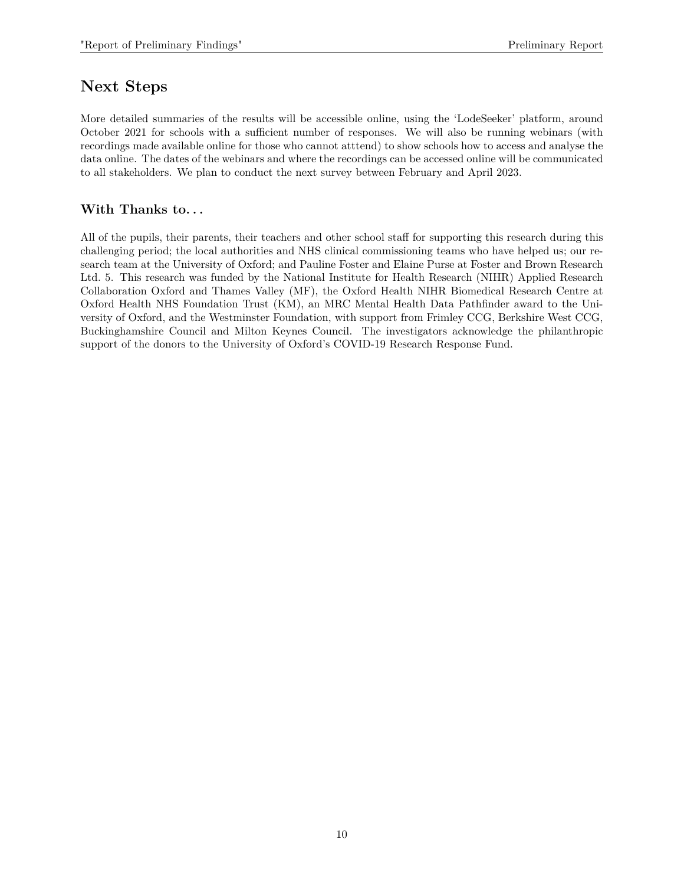## Next Steps

More detailed summaries of the results will be accessible online, using the 'LodeSeeker' platform, around October 2021 for schools with a sufficient number of responses. We will also be running webinars (with recordings made available online for those who cannot atttend) to show schools how to access and analyse the data online. The dates of the webinars and where the recordings can be accessed online will be communicated to all stakeholders. We plan to conduct the next survey between February and April 2023.

### With Thanks to...

All of the pupils, their parents, their teachers and other school staff for supporting this research during this challenging period; the local authorities and NHS clinical commissioning teams who have helped us; our research team at the University of Oxford; and Pauline Foster and Elaine Purse at Foster and Brown Research Ltd. 5. This research was funded by the National Institute for Health Research (NIHR) Applied Research Collaboration Oxford and Thames Valley (MF), the Oxford Health NIHR Biomedical Research Centre at Oxford Health NHS Foundation Trust (KM), an MRC Mental Health Data Pathfinder award to the University of Oxford, and the Westminster Foundation, with support from Frimley CCG, Berkshire West CCG, Buckinghamshire Council and Milton Keynes Council. The investigators acknowledge the philanthropic support of the donors to the University of Oxford's COVID-19 Research Response Fund.